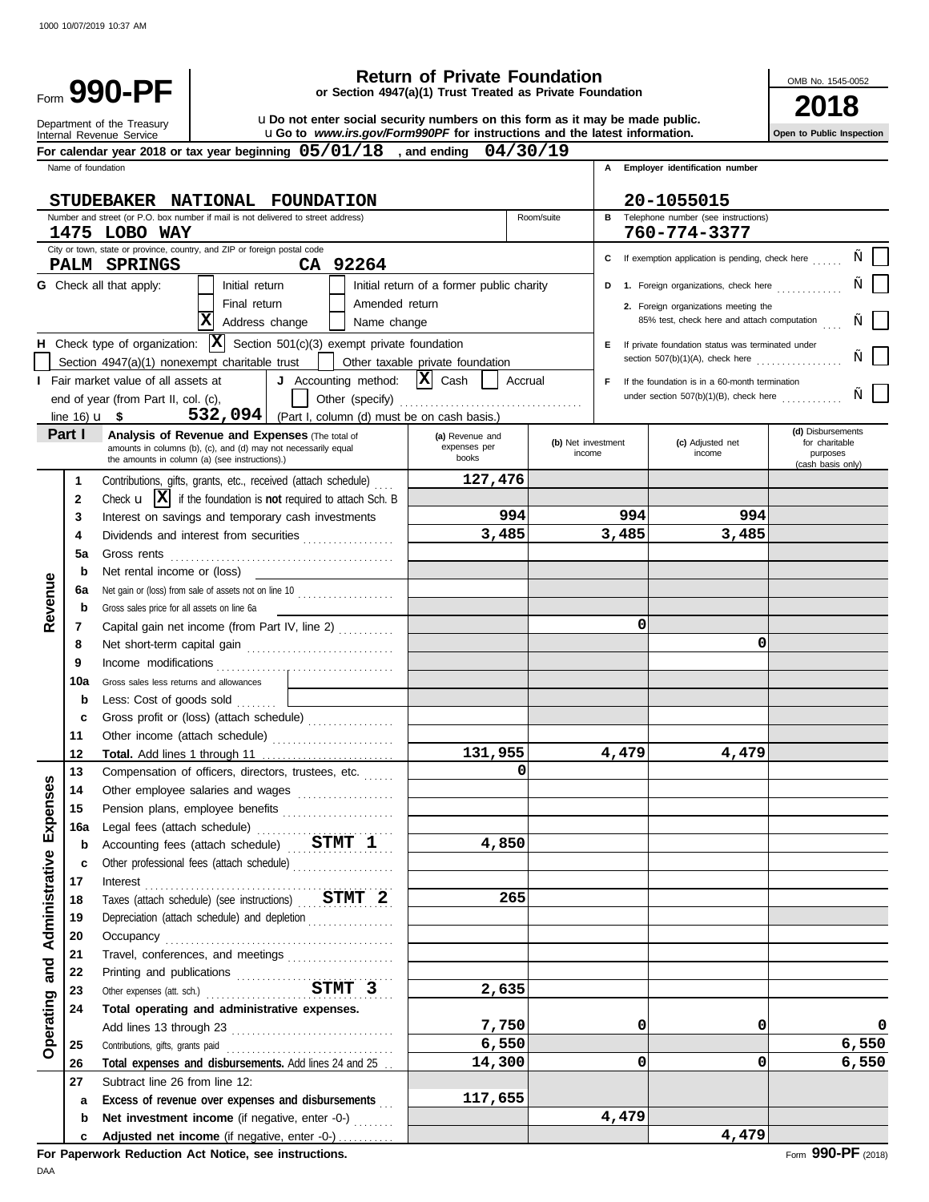1000 10/07/2019 10:37 AM

# Form 990-PF

## Return of Private Foundation

**or Section 4947(a)(1) Trust Treated as Private Foundation**

Department of the Treasury
Internal Revenue Service

u **Do not enter social security numbers on this form as it may be made public.**
u **Go to** ***www.irs.gov/Form990PF*** **for instructions and the latest information.**

OMB No. 1545-0052

**2018**

**Open to Public Inspection**

**For calendar year 2018 or tax year beginning 05/01/18 , and ending 04/30/19**

Name of foundation: **STUDEBAKER NATIONAL FOUNDATION**

**A** Employer identification number: **20-1055015**

Number and street (or P.O. box number if mail is not delivered to street address): **1475 LOBO WAY** Room/suite

**B** Telephone number (see instructions): **760-774-3377**

City or town, state or province, country, and ZIP or foreign postal code: **PALM SPRINGS CA 92264**

**C** If exemption application is pending, check here [ ]

**G** Check all that apply: [ ] Initial return [ ] Initial return of a former public charity [ ] Final return [ ] Amended return [X] Address change [ ] Name change

**D** 1. Foreign organizations, check here [ ]
2. Foreign organizations meeting the 85% test, check here and attach computation [ ]

**H** Check type of organization: [X] Section 501(c)(3) exempt private foundation [ ] Section 4947(a)(1) nonexempt charitable trust [ ] Other taxable private foundation

**E** If private foundation status was terminated under section 507(b)(1)(A), check here [ ]

**I** Fair market value of all assets at end of year (from Part II, col. (c), line 16) u $ **532,094**

**J** Accounting method: [X] Cash [ ] Accrual [ ] Other (specify) (Part I, column (d) must be on cash basis.)

**F** If the foundation is in a 60-month termination under section 507(b)(1)(B), check here [ ]

**Part I Analysis of Revenue and Expenses** (The total of amounts in columns (b), (c), and (d) may not necessarily equal the amounts in column (a) (see instructions).)

| | | | (a) Revenue and expenses per books | (b) Net investment income | (c) Adjusted net income | (d) Disbursements for charitable purposes (cash basis only) |
|---|---|---|---|---|---|---|
| Revenue | 1 | Contributions, gifts, grants, etc., received (attach schedule) | 127,476 | | | |
| | 2 | Check u [X] if the foundation is **not** required to attach Sch. B | | | | |
| | 3 | Interest on savings and temporary cash investments | 994 | 994 | 994 | |
| | 4 | Dividends and interest from securities | 3,485 | 3,485 | 3,485 | |
| | 5a | Gross rents | | | | |
| | b | Net rental income or (loss) | | | | |
| | 6a | Net gain or (loss) from sale of assets not on line 10 | | | | |
| | b | Gross sales price for all assets on line 6a | | | | |
| | 7 | Capital gain net income (from Part IV, line 2) | | 0 | | |
| | 8 | Net short-term capital gain | | | 0 | |
| | 9 | Income modifications | | | | |
| | 10a | Gross sales less returns and allowances | | | | |
| | b | Less: Cost of goods sold | | | | |
| | c | Gross profit or (loss) (attach schedule) | | | | |
| | 11 | Other income (attach schedule) | | | | |
| | 12 | **Total.** Add lines 1 through 11 | 131,955 | 4,479 | 4,479 | |
| Operating and Administrative Expenses | 13 | Compensation of officers, directors, trustees, etc. | 0 | | | |
| | 14 | Other employee salaries and wages | | | | |
| | 15 | Pension plans, employee benefits | | | | |
| | 16a | Legal fees (attach schedule) | | | | |
| | b | Accounting fees (attach schedule) STMT 1 | 4,850 | | | |
| | c | Other professional fees (attach schedule) | | | | |
| | 17 | Interest | | | | |
| | 18 | Taxes (attach schedule) (see instructions) STMT 2 | 265 | | | |
| | 19 | Depreciation (attach schedule) and depletion | | | | |
| | 20 | Occupancy | | | | |
| | 21 | Travel, conferences, and meetings | | | | |
| | 22 | Printing and publications | | | | |
| | 23 | Other expenses (att. sch.) STMT 3 | 2,635 | | | |
| | 24 | **Total operating and administrative expenses.** Add lines 13 through 23 | 7,750 | 0 | 0 | 0 |
| | 25 | Contributions, gifts, grants paid | 6,550 | | | 6,550 |
| | 26 | **Total expenses and disbursements.** Add lines 24 and 25 | 14,300 | 0 | 0 | 6,550 |
| | 27 | Subtract line 26 from line 12: | | | | |
| | a | **Excess of revenue over expenses and disbursements** | 117,655 | | | |
| | b | **Net investment income** (if negative, enter -0-) | | 4,479 | | |
| | c | **Adjusted net income** (if negative, enter -0-) | | | 4,479 | |

**For Paperwork Reduction Act Notice, see instructions.**

DAA

Form **990-PF** (2018)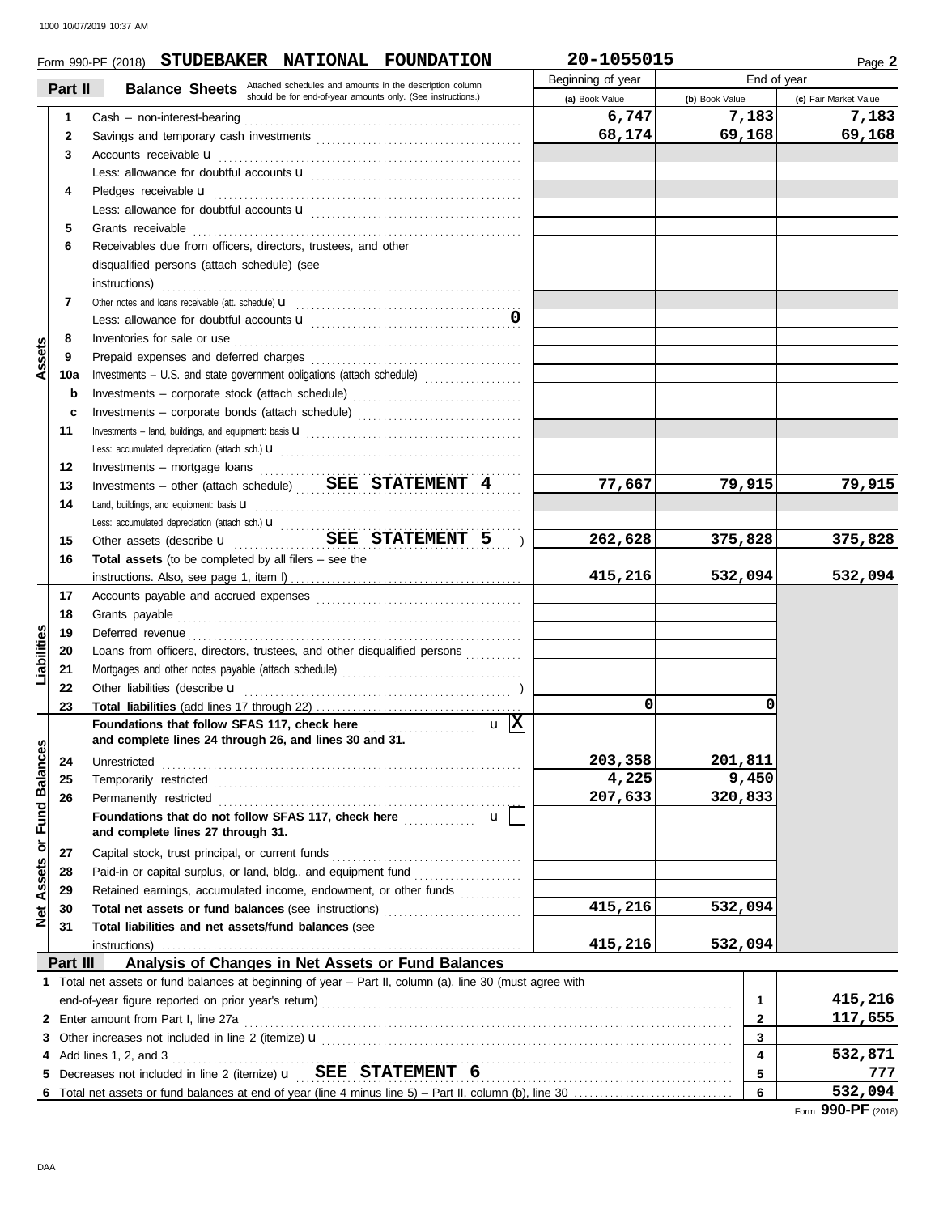Form 990-PF (2018) **STUDEBAKER NATIONAL FOUNDATION** **20-1055015** Page **2**

## Part II Balance Sheets

Attached schedules and amounts in the description column should be for end-of-year amounts only. (See instructions.)

| | | | Beginning of year | End of year | |
|---|---|---|---|---|---|
| | | | (a) Book Value | (b) Book Value | (c) Fair Market Value |
| Assets | 1 | Cash – non-interest-bearing | 6,747 | 7,183 | 7,183 |
| | 2 | Savings and temporary cash investments | 68,174 | 69,168 | 69,168 |
| | 3 | Accounts receivable u | | | |
| | | Less: allowance for doubtful accounts u | | | |
| | 4 | Pledges receivable u | | | |
| | | Less: allowance for doubtful accounts u | | | |
| | 5 | Grants receivable | | | |
| | 6 | Receivables due from officers, directors, trustees, and other disqualified persons (attach schedule) (see instructions) | | | |
| | 7 | Other notes and loans receivable (att. schedule) u | | | |
| | | Less: allowance for doubtful accounts u 0 | | | |
| | 8 | Inventories for sale or use | | | |
| | 9 | Prepaid expenses and deferred charges | | | |
| | 10a | Investments – U.S. and state government obligations (attach schedule) | | | |
| | b | Investments – corporate stock (attach schedule) | | | |
| | c | Investments – corporate bonds (attach schedule) | | | |
| | 11 | Investments – land, buildings, and equipment: basis u | | | |
| | | Less: accumulated depreciation (attach sch.) u | | | |
| | 12 | Investments – mortgage loans | | | |
| | 13 | Investments – other (attach schedule) SEE STATEMENT 4 | 77,667 | 79,915 | 79,915 |
| | 14 | Land, buildings, and equipment: basis u | | | |
| | | Less: accumulated depreciation (attach sch.) u | | | |
| | 15 | Other assets (describe u SEE STATEMENT 5 ) | 262,628 | 375,828 | 375,828 |
| | 16 | **Total assets** (to be completed by all filers – see the instructions. Also, see page 1, item I) | 415,216 | 532,094 | 532,094 |
| Liabilities | 17 | Accounts payable and accrued expenses | | | |
| | 18 | Grants payable | | | |
| | 19 | Deferred revenue | | | |
| | 20 | Loans from officers, directors, trustees, and other disqualified persons | | | |
| | 21 | Mortgages and other notes payable (attach schedule) | | | |
| | 22 | Other liabilities (describe u ) | | | |
| | 23 | **Total liabilities** (add lines 17 through 22) | 0 | 0 | |
| Net Assets or Fund Balances | | **Foundations that follow SFAS 117, check here** u [X] **and complete lines 24 through 26, and lines 30 and 31.** | | | |
| | 24 | Unrestricted | 203,358 | 201,811 | |
| | 25 | Temporarily restricted | 4,225 | 9,450 | |
| | 26 | Permanently restricted | 207,633 | 320,833 | |
| | | **Foundations that do not follow SFAS 117, check here** u [ ] **and complete lines 27 through 31.** | | | |
| | 27 | Capital stock, trust principal, or current funds | | | |
| | 28 | Paid-in or capital surplus, or land, bldg., and equipment fund | | | |
| | 29 | Retained earnings, accumulated income, endowment, or other funds | | | |
| | 30 | **Total net assets or fund balances** (see instructions) | 415,216 | 532,094 | |
| | 31 | **Total liabilities and net assets/fund balances** (see instructions) | 415,216 | 532,094 | |

## Part III Analysis of Changes in Net Assets or Fund Balances

| | | | |
|---|---|---|---|
| 1 | Total net assets or fund balances at beginning of year – Part II, column (a), line 30 (must agree with end-of-year figure reported on prior year's return) | 1 | 415,216 |
| 2 | Enter amount from Part I, line 27a | 2 | 117,655 |
| 3 | Other increases not included in line 2 (itemize) u | 3 | |
| 4 | Add lines 1, 2, and 3 | 4 | 532,871 |
| 5 | Decreases not included in line 2 (itemize) u SEE STATEMENT 6 | 5 | 777 |
| 6 | Total net assets or fund balances at end of year (line 4 minus line 5) – Part II, column (b), line 30 | 6 | 532,094 |

Form **990-PF** (2018)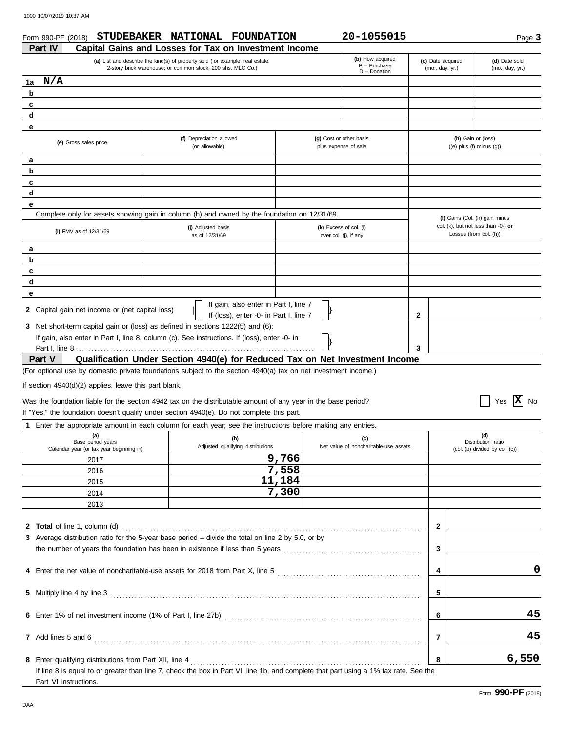Form 990-PF (2018) **STUDEBAKER NATIONAL FOUNDATION** **20-1055015** Page **3**

## Part IV Capital Gains and Losses for Tax on Investment Income

| | (a) List and describe the kind(s) of property sold (for example, real estate, 2-story brick warehouse; or common stock, 200 shs. MLC Co.) | (b) How acquired P – Purchase D – Donation | (c) Date acquired (mo., day, yr.) | (d) Date sold (mo., day, yr.) |
|---|---|---|---|---|
| 1a | N/A | | | |
| b | | | | |
| c | | | | |
| d | | | | |
| e | | | | |

| | (e) Gross sales price | (f) Depreciation allowed (or allowable) | (g) Cost or other basis plus expense of sale | (h) Gain or (loss) ((e) plus (f) minus (g)) |
|---|---|---|---|---|
| a | | | | |
| b | | | | |
| c | | | | |
| d | | | | |
| e | | | | |

Complete only for assets showing gain in column (h) and owned by the foundation on 12/31/69.

| | (i) FMV as of 12/31/69 | (j) Adjusted basis as of 12/31/69 | (k) Excess of col. (i) over col. (j), if any | (l) Gains (Col. (h) gain minus col. (k), but not less than -0-) **or** Losses (from col. (h)) |
|---|---|---|---|---|
| a | | | | |
| b | | | | |
| c | | | | |
| d | | | | |
| e | | | | |

**2** Capital gain net income or (net capital loss) — If gain, also enter in Part I, line 7; If (loss), enter -0- in Part I, line 7 — **2**

**3** Net short-term capital gain or (loss) as defined in sections 1222(5) and (6):
If gain, also enter in Part I, line 8, column (c). See instructions. If (loss), enter -0- in Part I, line 8 — **3**

## Part V Qualification Under Section 4940(e) for Reduced Tax on Net Investment Income

(For optional use by domestic private foundations subject to the section 4940(a) tax on net investment income.)

If section 4940(d)(2) applies, leave this part blank.

Was the foundation liable for the section 4942 tax on the distributable amount of any year in the base period? ☐ Yes ☒ No

If "Yes," the foundation doesn't qualify under section 4940(e). Do not complete this part.

**1** Enter the appropriate amount in each column for each year; see the instructions before making any entries.

| (a) Base period years Calendar year (or tax year beginning in) | (b) Adjusted qualifying distributions | (c) Net value of noncharitable-use assets | (d) Distribution ratio (col. (b) divided by col. (c)) |
|---|---|---|---|
| 2017 | 9,766 | | |
| 2016 | 7,558 | | |
| 2015 | 11,184 | | |
| 2014 | 7,300 | | |
| 2013 | | | |

| | | Line | Amount |
|---|---|---|---|
| **2** | **Total** of line 1, column (d) | 2 | |
| **3** | Average distribution ratio for the 5-year base period – divide the total on line 2 by 5.0, or by the number of years the foundation has been in existence if less than 5 years | 3 | |
| **4** | Enter the net value of noncharitable-use assets for 2018 from Part X, line 5 | 4 | 0 |
| **5** | Multiply line 4 by line 3 | 5 | |
| **6** | Enter 1% of net investment income (1% of Part I, line 27b) | 6 | 45 |
| **7** | Add lines 5 and 6 | 7 | 45 |
| **8** | Enter qualifying distributions from Part XII, line 4 | 8 | 6,550 |

If line 8 is equal to or greater than line 7, check the box in Part VI, line 1b, and complete that part using a 1% tax rate. See the Part VI instructions.

Form **990-PF** (2018)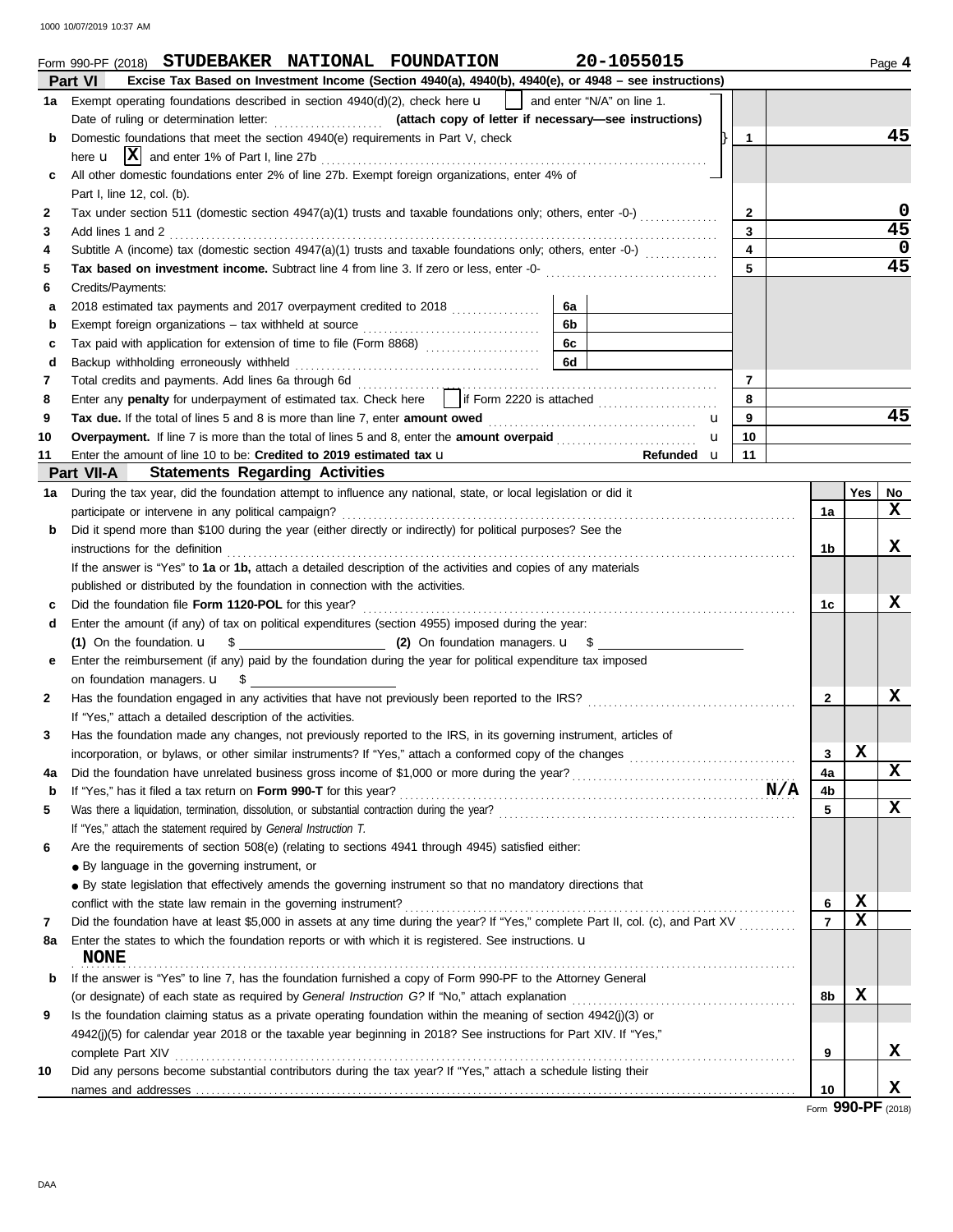Form 990-PF (2018) **STUDEBAKER NATIONAL FOUNDATION** 20-1055015

## Part VI Excise Tax Based on Investment Income (Section 4940(a), 4940(b), 4940(e), or 4948 – see instructions)

| | | | |
|---|---|---|---|
| **1a** | Exempt operating foundations described in section 4940(d)(2), check here u [ ] and enter "N/A" on line 1. Date of ruling or determination letter: ........ **(attach copy of letter if necessary—see instructions)** | | |
| **b** | Domestic foundations that meet the section 4940(e) requirements in Part V, check here u [X] and enter 1% of Part I, line 27b | 1 | 45 |
| **c** | All other domestic foundations enter 2% of line 27b. Exempt foreign organizations, enter 4% of Part I, line 12, col. (b). | | |
| **2** | Tax under section 511 (domestic section 4947(a)(1) trusts and taxable foundations only; others, enter -0-) | 2 | 0 |
| **3** | Add lines 1 and 2 | 3 | 45 |
| **4** | Subtitle A (income) tax (domestic section 4947(a)(1) trusts and taxable foundations only; others, enter -0-) | 4 | 0 |
| **5** | **Tax based on investment income.** Subtract line 4 from line 3. If zero or less, enter -0- | 5 | 45 |
| **6** | Credits/Payments: | | |
| **a** | 2018 estimated tax payments and 2017 overpayment credited to 2018 — 6a | | |
| **b** | Exempt foreign organizations – tax withheld at source — 6b | | |
| **c** | Tax paid with application for extension of time to file (Form 8868) — 6c | | |
| **d** | Backup withholding erroneously withheld — 6d | | |
| **7** | Total credits and payments. Add lines 6a through 6d | 7 | |
| **8** | Enter any **penalty** for underpayment of estimated tax. Check here [ ] if Form 2220 is attached | 8 | |
| **9** | **Tax due.** If the total of lines 5 and 8 is more than line 7, enter **amount owed** u | 9 | 45 |
| **10** | **Overpayment.** If line 7 is more than the total of lines 5 and 8, enter the **amount overpaid** u | 10 | |
| **11** | Enter the amount of line 10 to be: **Credited to 2019 estimated tax** u **Refunded** u | 11 | |

## Part VII-A Statements Regarding Activities

| | | | Yes | No |
|---|---|---|---|---|
| **1a** | During the tax year, did the foundation attempt to influence any national, state, or local legislation or did it participate or intervene in any political campaign? | 1a | | X |
| **b** | Did it spend more than $100 during the year (either directly or indirectly) for political purposes? See the instructions for the definition | 1b | | X |
| | If the answer is "Yes" to **1a** or **1b,** attach a detailed description of the activities and copies of any materials published or distributed by the foundation in connection with the activities. | | | |
| **c** | Did the foundation file **Form 1120-POL** for this year? | 1c | | X |
| **d** | Enter the amount (if any) of tax on political expenditures (section 4955) imposed during the year: **(1)** On the foundation. u $ ______ **(2)** On foundation managers. u $ ______ | | | |
| **e** | Enter the reimbursement (if any) paid by the foundation during the year for political expenditure tax imposed on foundation managers. u $ ______ | | | |
| **2** | Has the foundation engaged in any activities that have not previously been reported to the IRS? If "Yes," attach a detailed description of the activities. | 2 | | X |
| **3** | Has the foundation made any changes, not previously reported to the IRS, in its governing instrument, articles of incorporation, or bylaws, or other similar instruments? If "Yes," attach a conformed copy of the changes | 3 | X | |
| **4a** | Did the foundation have unrelated business gross income of $1,000 or more during the year? | 4a | | X |
| **b** | If "Yes," has it filed a tax return on **Form 990-T** for this year? N/A | 4b | | |
| **5** | Was there a liquidation, termination, dissolution, or substantial contraction during the year? If "Yes," attach the statement required by *General Instruction T.* | 5 | | X |
| **6** | Are the requirements of section 508(e) (relating to sections 4941 through 4945) satisfied either: ● By language in the governing instrument, or ● By state legislation that effectively amends the governing instrument so that no mandatory directions that conflict with the state law remain in the governing instrument? | 6 | X | |
| **7** | Did the foundation have at least $5,000 in assets at any time during the year? If "Yes," complete Part II, col. (c), and Part XV | 7 | X | |
| **8a** | Enter the states to which the foundation reports or with which it is registered. See instructions. u **NONE** | | | |
| **b** | If the answer is "Yes" to line 7, has the foundation furnished a copy of Form 990-PF to the Attorney General (or designate) of each state as required by *General Instruction G?* If "No," attach explanation | 8b | X | |
| **9** | Is the foundation claiming status as a private operating foundation within the meaning of section 4942(j)(3) or 4942(j)(5) for calendar year 2018 or the taxable year beginning in 2018? See instructions for Part XIV. If "Yes," complete Part XIV | 9 | | X |
| **10** | Did any persons become substantial contributors during the tax year? If "Yes," attach a schedule listing their names and addresses | 10 | | X |

Form **990-PF** (2018)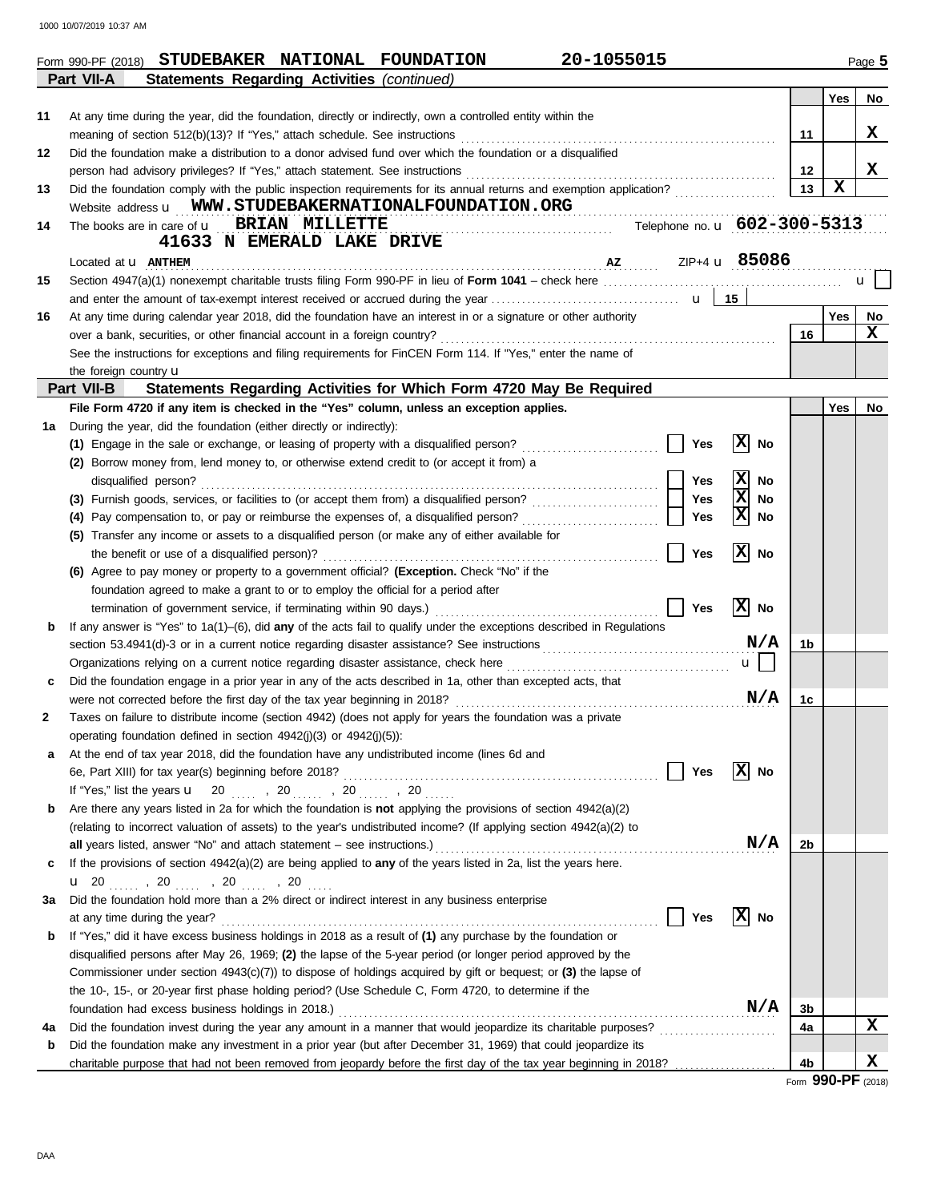Form 990-PF (2018) **STUDEBAKER NATIONAL FOUNDATION** **20-1055015** Page **5**

## Part VII-A Statements Regarding Activities *(continued)*

| | | | Yes | No |
|---|---|---|---|---|
| 11 | At any time during the year, did the foundation, directly or indirectly, own a controlled entity within the meaning of section 512(b)(13)? If "Yes," attach schedule. See instructions | 11 | | X |
| 12 | Did the foundation make a distribution to a donor advised fund over which the foundation or a disqualified person had advisory privileges? If "Yes," attach statement. See instructions | 12 | | X |
| 13 | Did the foundation comply with the public inspection requirements for its annual returns and exemption application? | 13 | X | |

Website address u **WWW.STUDEBAKERNATIONALFOUNDATION.ORG**

**14** The books are in care of u **BRIAN MILLETTE** Telephone no. u **602-300-5313**
**41633 N EMERALD LAKE DRIVE**
Located at u **ANTHEM** **AZ** ZIP+4 u **85086**

**15** Section 4947(a)(1) nonexempt charitable trusts filing Form 990-PF in lieu of **Form 1041** – check here u ☐
and enter the amount of tax-exempt interest received or accrued during the year u | 15 |

| | | | Yes | No |
|---|---|---|---|---|
| 16 | At any time during calendar year 2018, did the foundation have an interest in or a signature or other authority over a bank, securities, or other financial account in a foreign country? See the instructions for exceptions and filing requirements for FinCEN Form 114. If "Yes," enter the name of the foreign country u | 16 | | X |

## Part VII-B Statements Regarding Activities for Which Form 4720 May Be Required

**File Form 4720 if any item is checked in the "Yes" column, unless an exception applies.**

| | | | | | Yes | No |
|---|---|---|---|---|---|---|
| **1a** | During the year, did the foundation (either directly or indirectly): | | | | | |
| | **(1)** Engage in the sale or exchange, or leasing of property with a disqualified person? | ☐ Yes | ☒ No | | | |
| | **(2)** Borrow money from, lend money to, or otherwise extend credit to (or accept it from) a disqualified person? | ☐ Yes | ☒ No | | | |
| | **(3)** Furnish goods, services, or facilities to (or accept them from) a disqualified person? | ☐ Yes | ☒ No | | | |
| | **(4)** Pay compensation to, or pay or reimburse the expenses of, a disqualified person? | ☐ Yes | ☒ No | | | |
| | **(5)** Transfer any income or assets to a disqualified person (or make any of either available for the benefit or use of a disqualified person)? | ☐ Yes | ☒ No | | | |
| | **(6)** Agree to pay money or property to a government official? **(Exception.** Check "No" if the foundation agreed to make a grant to or to employ the official for a period after termination of government service, if terminating within 90 days.) | ☐ Yes | ☒ No | | | |
| **b** | If any answer is "Yes" to 1a(1)–(6), did **any** of the acts fail to qualify under the exceptions described in Regulations section 53.4941(d)-3 or in a current notice regarding disaster assistance? See instructions | | N/A | 1b | | |
| | Organizations relying on a current notice regarding disaster assistance, check here | | u ☐ | | | |
| **c** | Did the foundation engage in a prior year in any of the acts described in 1a, other than excepted acts, that were not corrected before the first day of the tax year beginning in 2018? | | N/A | 1c | | |
| **2** | Taxes on failure to distribute income (section 4942) (does not apply for years the foundation was a private operating foundation defined in section 4942(j)(3) or 4942(j)(5)): | | | | | |
| **a** | At the end of tax year 2018, did the foundation have any undistributed income (lines 6d and 6e, Part XIII) for tax year(s) beginning before 2018? | ☐ Yes | ☒ No | | | |
| | If "Yes," list the years u 20 ..... , 20 ..... , 20 ..... , 20 ..... | | | | | |
| **b** | Are there any years listed in 2a for which the foundation is **not** applying the provisions of section 4942(a)(2) (relating to incorrect valuation of assets) to the year's undistributed income? (If applying section 4942(a)(2) to **all** years listed, answer "No" and attach statement – see instructions.) | | N/A | 2b | | |
| **c** | If the provisions of section 4942(a)(2) are being applied to **any** of the years listed in 2a, list the years here. u 20 ..... , 20 ..... , 20 ..... , 20 ..... | | | | | |
| **3a** | Did the foundation hold more than a 2% direct or indirect interest in any business enterprise at any time during the year? | ☐ Yes | ☒ No | | | |
| **b** | If "Yes," did it have excess business holdings in 2018 as a result of **(1)** any purchase by the foundation or disqualified persons after May 26, 1969; **(2)** the lapse of the 5-year period (or longer period approved by the Commissioner under section 4943(c)(7)) to dispose of holdings acquired by gift or bequest; or **(3)** the lapse of the 10-, 15-, or 20-year first phase holding period? (Use Schedule C, Form 4720, to determine if the foundation had excess business holdings in 2018.) | | N/A | 3b | | |
| **4a** | Did the foundation invest during the year any amount in a manner that would jeopardize its charitable purposes? | | | 4a | | X |
| **b** | Did the foundation make any investment in a prior year (but after December 31, 1969) that could jeopardize its charitable purpose that had not been removed from jeopardy before the first day of the tax year beginning in 2018? | | | 4b | | X |

Form **990-PF** (2018)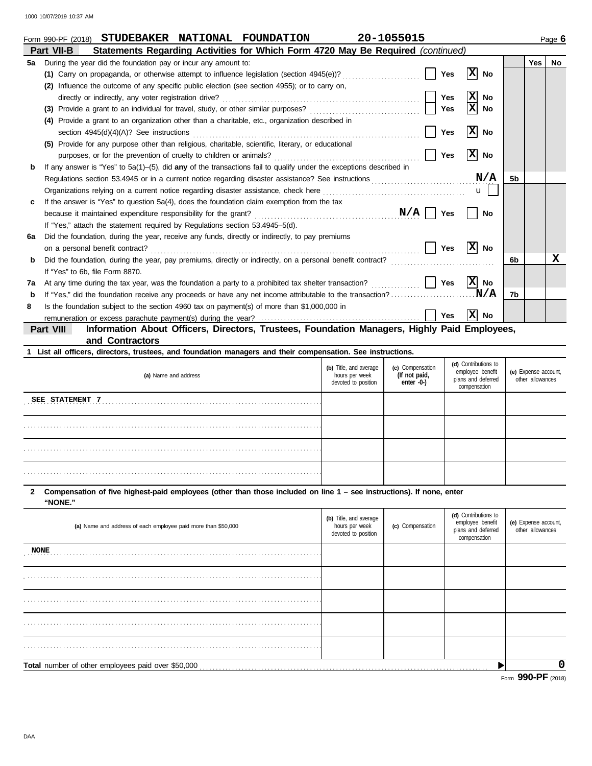Form 990-PF (2018) **STUDEBAKER NATIONAL FOUNDATION** **20-1055015**

**Part VII-B Statements Regarding Activities for Which Form 4720 May Be Required** *(continued)*

| | | | Yes | No |
|---|---|---|---|---|
| **5a** | During the year did the foundation pay or incur any amount to: | | | |
| | **(1)** Carry on propaganda, or otherwise attempt to influence legislation (section 4945(e))? ☐ Yes ☒ No | | | |
| | **(2)** Influence the outcome of any specific public election (see section 4955); or to carry on, directly or indirectly, any voter registration drive? ☐ Yes ☒ No | | | |
| | **(3)** Provide a grant to an individual for travel, study, or other similar purposes? ☐ Yes ☒ No | | | |
| | **(4)** Provide a grant to an organization other than a charitable, etc., organization described in section 4945(d)(4)(A)? See instructions ☐ Yes ☒ No | | | |
| | **(5)** Provide for any purpose other than religious, charitable, scientific, literary, or educational purposes, or for the prevention of cruelty to children or animals? ☐ Yes ☒ No | | | |
| **b** | If any answer is "Yes" to 5a(1)–(5), did **any** of the transactions fail to qualify under the exceptions described in Regulations section 53.4945 or in a current notice regarding disaster assistance? See instructions **N/A** | 5b | | |
| | Organizations relying on a current notice regarding disaster assistance, check here ☐ | | | |
| **c** | If the answer is "Yes" to question 5a(4), does the foundation claim exemption from the tax because it maintained expenditure responsibility for the grant? **N/A** ☐ Yes ☐ No | | | |
| | If "Yes," attach the statement required by Regulations section 53.4945–5(d). | | | |
| **6a** | Did the foundation, during the year, receive any funds, directly or indirectly, to pay premiums on a personal benefit contract? ☐ Yes ☒ No | | | |
| **b** | Did the foundation, during the year, pay premiums, directly or indirectly, on a personal benefit contract? | 6b | | X |
| | If "Yes" to 6b, file Form 8870. | | | |
| **7a** | At any time during the tax year, was the foundation a party to a prohibited tax shelter transaction? ☐ Yes ☒ No | | | |
| **b** | If "Yes," did the foundation receive any proceeds or have any net income attributable to the transaction? **N/A** | 7b | | |
| **8** | Is the foundation subject to the section 4960 tax on payment(s) of more than $1,000,000 in remuneration or excess parachute payment(s) during the year? ☐ Yes ☒ No | | | |

**Part VIII Information About Officers, Directors, Trustees, Foundation Managers, Highly Paid Employees, and Contractors**

**1 List all officers, directors, trustees, and foundation managers and their compensation. See instructions.**

| (a) Name and address | (b) Title, and average hours per week devoted to position | (c) Compensation (If not paid, enter -0-) | (d) Contributions to employee benefit plans and deferred compensation | (e) Expense account, other allowances |
|---|---|---|---|---|
| SEE STATEMENT 7 | | | | |
| | | | | |
| | | | | |
| | | | | |

**2 Compensation of five highest-paid employees (other than those included on line 1 – see instructions). If none, enter "NONE."**

| (a) Name and address of each employee paid more than $50,000 | (b) Title, and average hours per week devoted to position | (c) Compensation | (d) Contributions to employee benefit plans and deferred compensation | (e) Expense account, other allowances |
|---|---|---|---|---|
| NONE | | | | |
| | | | | |
| | | | | |
| | | | | |
| | | | | |

**Total** number of other employees paid over $50,000 ▶ **0**

Form **990-PF** (2018)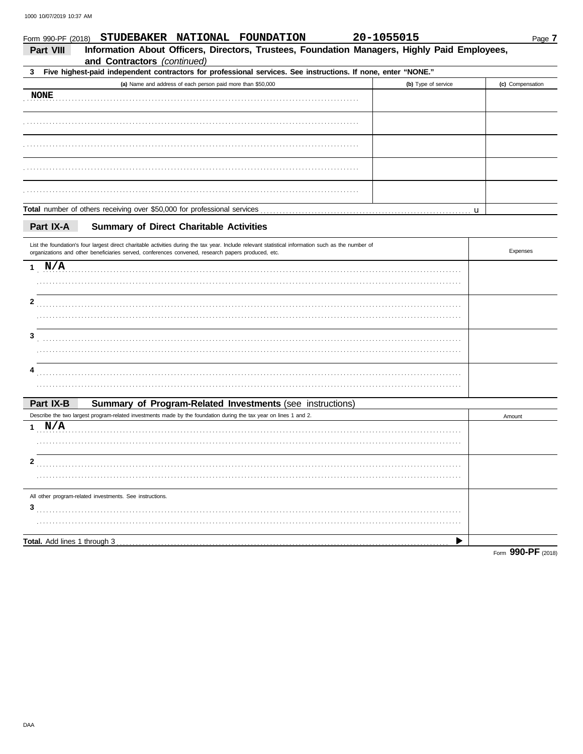Form 990-PF (2018) **STUDEBAKER NATIONAL FOUNDATION** **20-1055015**

## Part VIII Information About Officers, Directors, Trustees, Foundation Managers, Highly Paid Employees, and Contractors *(continued)*

**3 Five highest-paid independent contractors for professional services. See instructions. If none, enter "NONE."**

| (a) Name and address of each person paid more than $50,000 | (b) Type of service | (c) Compensation |
|---|---|---|
| NONE | | |
| | | |
| | | |
| | | |
| | | |
| **Total** number of others receiving over $50,000 for professional services ▶ | | |

## Part IX-A Summary of Direct Charitable Activities

| List the foundation's four largest direct charitable activities during the tax year. Include relevant statistical information such as the number of organizations and other beneficiaries served, conferences convened, research papers produced, etc. | Expenses |
|---|---|
| 1 N/A | |
| 2 | |
| 3 | |
| 4 | |

## Part IX-B Summary of Program-Related Investments (see instructions)

| Describe the two largest program-related investments made by the foundation during the tax year on lines 1 and 2. | Amount |
|---|---|
| 1 N/A | |
| 2 | |
| All other program-related investments. See instructions. | |
| 3 | |
| **Total.** Add lines 1 through 3 ▶ | |

Form **990-PF** (2018)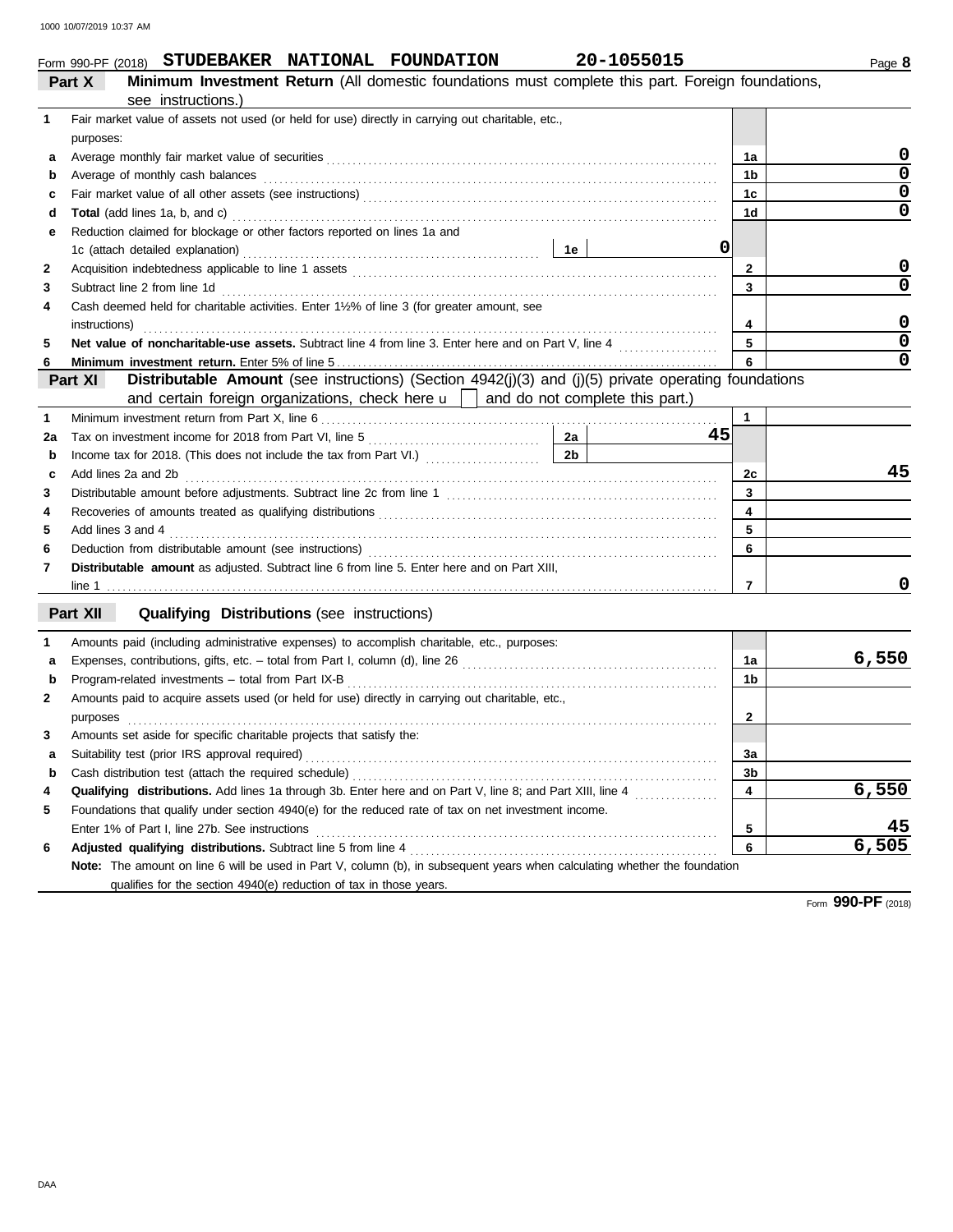Form 990-PF (2018) **STUDEBAKER NATIONAL FOUNDATION** **20-1055015** Page **8**

## Part X — Minimum Investment Return (All domestic foundations must complete this part. Foreign foundations, see instructions.)

| | | | |
|---|---|---|---|
| **1** | Fair market value of assets not used (or held for use) directly in carrying out charitable, etc., purposes: | | |
| **a** | Average monthly fair market value of securities | 1a | 0 |
| **b** | Average of monthly cash balances | 1b | 0 |
| **c** | Fair market value of all other assets (see instructions) | 1c | 0 |
| **d** | **Total** (add lines 1a, b, and c) | 1d | 0 |
| **e** | Reduction claimed for blockage or other factors reported on lines 1a and 1c (attach detailed explanation) — **1e** 0 | | |
| **2** | Acquisition indebtedness applicable to line 1 assets | 2 | 0 |
| **3** | Subtract line 2 from line 1d | 3 | 0 |
| **4** | Cash deemed held for charitable activities. Enter 1½% of line 3 (for greater amount, see instructions) | 4 | 0 |
| **5** | **Net value of noncharitable-use assets.** Subtract line 4 from line 3. Enter here and on Part V, line 4 | 5 | 0 |
| **6** | **Minimum investment return.** Enter 5% of line 5 | 6 | 0 |

## Part XI — Distributable Amount (see instructions) (Section 4942(j)(3) and (j)(5) private operating foundations and certain foreign organizations, check here ☐ and do not complete this part.)

| | | | |
|---|---|---|---|
| **1** | Minimum investment return from Part X, line 6 | 1 | |
| **2a** | Tax on investment income for 2018 from Part VI, line 5 — **2a** 45 | | |
| **b** | Income tax for 2018. (This does not include the tax from Part VI.) — **2b** | | |
| **c** | Add lines 2a and 2b | 2c | 45 |
| **3** | Distributable amount before adjustments. Subtract line 2c from line 1 | 3 | |
| **4** | Recoveries of amounts treated as qualifying distributions | 4 | |
| **5** | Add lines 3 and 4 | 5 | |
| **6** | Deduction from distributable amount (see instructions) | 6 | |
| **7** | **Distributable amount** as adjusted. Subtract line 6 from line 5. Enter here and on Part XIII, line 1 | 7 | 0 |

## Part XII — Qualifying Distributions (see instructions)

| | | | |
|---|---|---|---|
| **1** | Amounts paid (including administrative expenses) to accomplish charitable, etc., purposes: | | |
| **a** | Expenses, contributions, gifts, etc. – total from Part I, column (d), line 26 | 1a | 6,550 |
| **b** | Program-related investments – total from Part IX-B | 1b | |
| **2** | Amounts paid to acquire assets used (or held for use) directly in carrying out charitable, etc., purposes | 2 | |
| **3** | Amounts set aside for specific charitable projects that satisfy the: | | |
| **a** | Suitability test (prior IRS approval required) | 3a | |
| **b** | Cash distribution test (attach the required schedule) | 3b | |
| **4** | **Qualifying distributions.** Add lines 1a through 3b. Enter here and on Part V, line 8; and Part XIII, line 4 | 4 | 6,550 |
| **5** | Foundations that qualify under section 4940(e) for the reduced rate of tax on net investment income. Enter 1% of Part I, line 27b. See instructions | 5 | 45 |
| **6** | **Adjusted qualifying distributions.** Subtract line 5 from line 4 | 6 | 6,505 |

**Note:** The amount on line 6 will be used in Part V, column (b), in subsequent years when calculating whether the foundation qualifies for the section 4940(e) reduction of tax in those years.

Form **990-PF** (2018)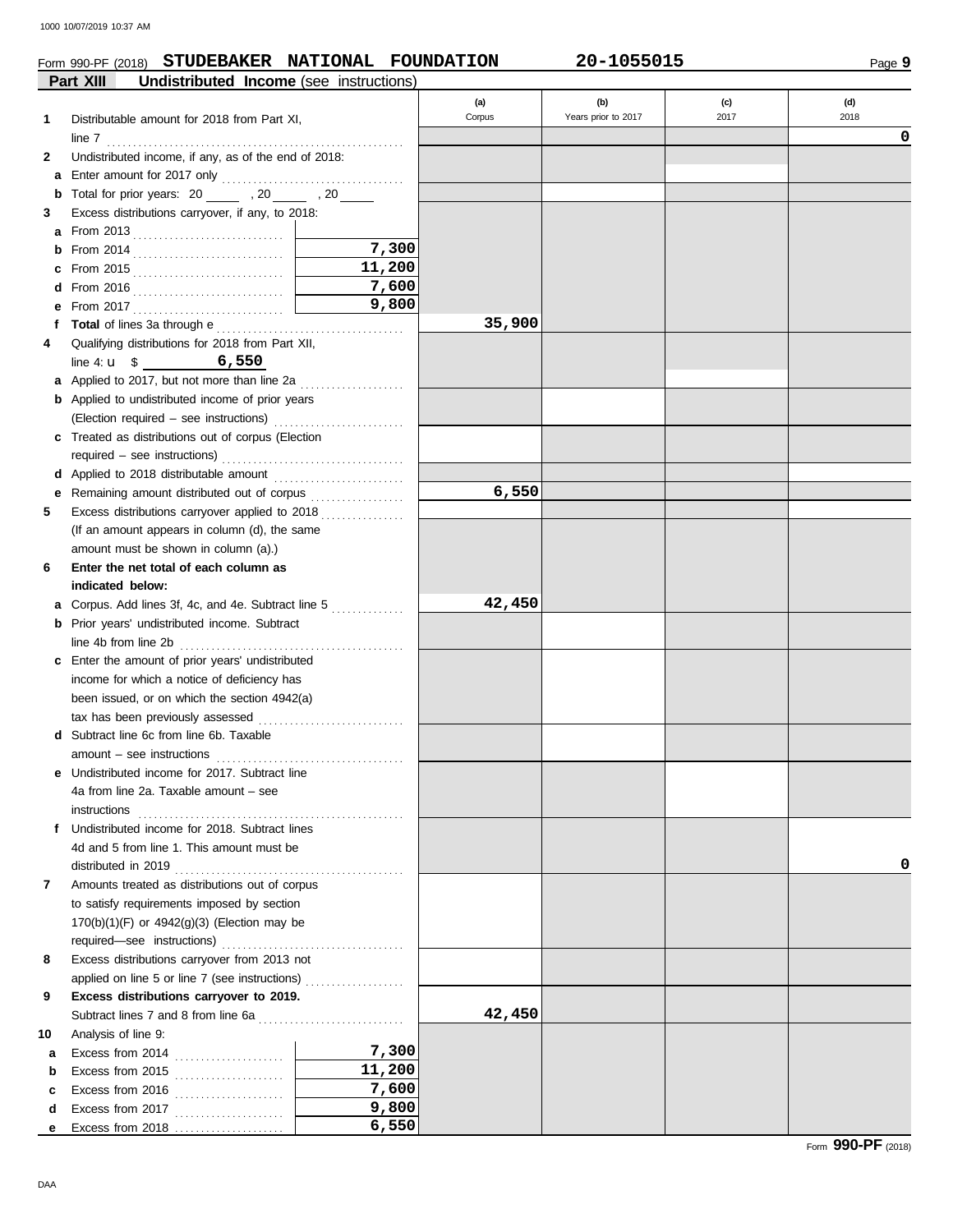Form 990-PF (2018) **STUDEBAKER NATIONAL FOUNDATION** **20-1055015** Page **9**

## Part XIII Undistributed Income (see instructions)

| | | | (a) Corpus | (b) Years prior to 2017 | (c) 2017 | (d) 2018 |
|---|---|---|---|---|---|---|
| **1** | Distributable amount for 2018 from Part XI, line 7 | | | | | 0 |
| **2** | Undistributed income, if any, as of the end of 2018: | | | | | |
| a | Enter amount for 2017 only | | | | | |
| b | Total for prior years: 20 ____ , 20 ____ , 20 ____ | | | | | |
| **3** | Excess distributions carryover, if any, to 2018: | | | | | |
| a | From 2013 | | | | | |
| b | From 2014 | 7,300 | | | | |
| c | From 2015 | 11,200 | | | | |
| d | From 2016 | 7,600 | | | | |
| e | From 2017 | 9,800 | | | | |
| f | **Total** of lines 3a through e | | 35,900 | | | |
| **4** | Qualifying distributions for 2018 from Part XII, line 4: u $ 6,550 | | | | | |
| a | Applied to 2017, but not more than line 2a | | | | | |
| b | Applied to undistributed income of prior years (Election required – see instructions) | | | | | |
| c | Treated as distributions out of corpus (Election required – see instructions) | | | | | |
| d | Applied to 2018 distributable amount | | | | | |
| e | Remaining amount distributed out of corpus | | 6,550 | | | |
| **5** | Excess distributions carryover applied to 2018 (If an amount appears in column (d), the same amount must be shown in column (a).) | | | | | |
| **6** | **Enter the net total of each column as indicated below:** | | | | | |
| a | Corpus. Add lines 3f, 4c, and 4e. Subtract line 5 | | 42,450 | | | |
| b | Prior years' undistributed income. Subtract line 4b from line 2b | | | | | |
| c | Enter the amount of prior years' undistributed income for which a notice of deficiency has been issued, or on which the section 4942(a) tax has been previously assessed | | | | | |
| d | Subtract line 6c from line 6b. Taxable amount – see instructions | | | | | |
| e | Undistributed income for 2017. Subtract line 4a from line 2a. Taxable amount – see instructions | | | | | |
| f | Undistributed income for 2018. Subtract lines 4d and 5 from line 1. This amount must be distributed in 2019 | | | | | 0 |
| **7** | Amounts treated as distributions out of corpus to satisfy requirements imposed by section 170(b)(1)(F) or 4942(g)(3) (Election may be required—see instructions) | | | | | |
| **8** | Excess distributions carryover from 2013 not applied on line 5 or line 7 (see instructions) | | | | | |
| **9** | **Excess distributions carryover to 2019.** Subtract lines 7 and 8 from line 6a | | 42,450 | | | |
| **10** | Analysis of line 9: | | | | | |
| a | Excess from 2014 | 7,300 | | | | |
| b | Excess from 2015 | 11,200 | | | | |
| c | Excess from 2016 | 7,600 | | | | |
| d | Excess from 2017 | 9,800 | | | | |
| e | Excess from 2018 | 6,550 | | | | |

Form **990-PF** (2018)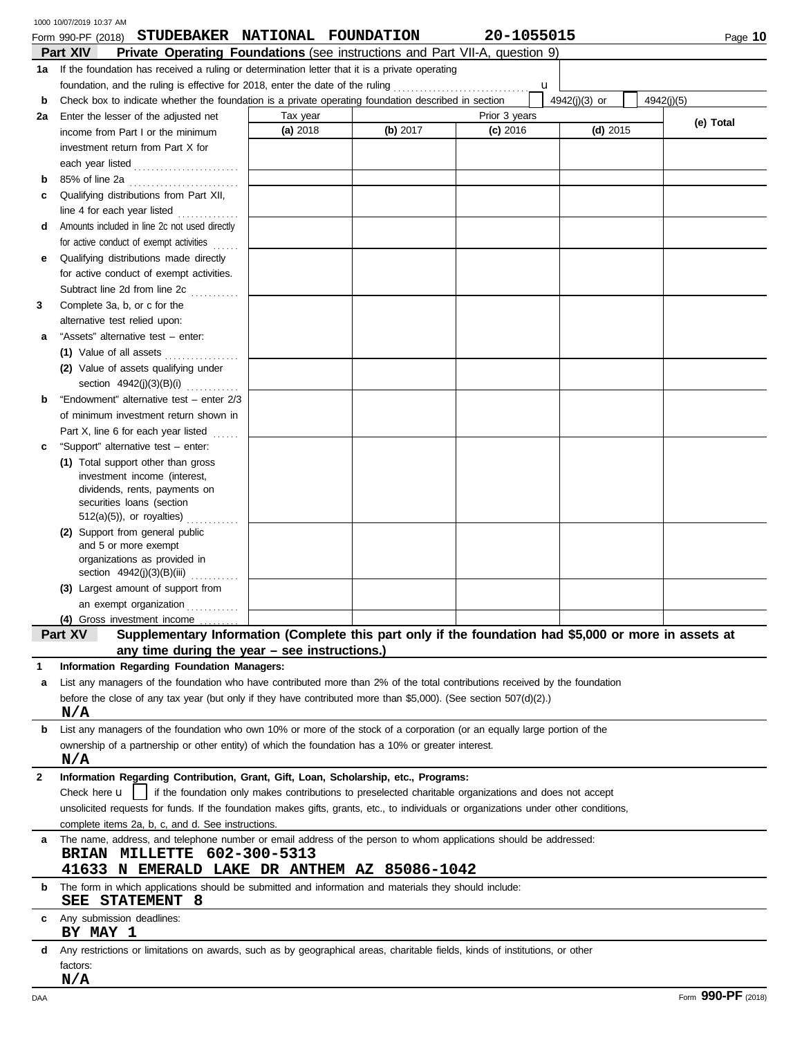Form 990-PF (2018) **STUDEBAKER NATIONAL FOUNDATION** **20-1055015**

## Part XIV Private Operating Foundations (see instructions and Part VII-A, question 9)

**1a** If the foundation has received a ruling or determination letter that it is a private operating foundation, and the ruling is effective for 2018, enter the date of the ruling . . . . . . . . u

**b** Check box to indicate whether the foundation is a private operating foundation described in section [ ] 4942(j)(3) or [ ] 4942(j)(5)

| | Tax year | Prior 3 years | | | (e) Total |
|---|---|---|---|---|---|
| | (a) 2018 | (b) 2017 | (c) 2016 | (d) 2015 | |
| **2a** Enter the lesser of the adjusted net income from Part I or the minimum investment return from Part X for each year listed | | | | | |
| **b** 85% of line 2a | | | | | |
| **c** Qualifying distributions from Part XII, line 4 for each year listed | | | | | |
| **d** Amounts included in line 2c not used directly for active conduct of exempt activities | | | | | |
| **e** Qualifying distributions made directly for active conduct of exempt activities. Subtract line 2d from line 2c | | | | | |
| **3** Complete 3a, b, or c for the alternative test relied upon: | | | | | |
| **a** "Assets" alternative test – enter: (1) Value of all assets | | | | | |
| (2) Value of assets qualifying under section 4942(j)(3)(B)(i) | | | | | |
| **b** "Endowment" alternative test – enter 2/3 of minimum investment return shown in Part X, line 6 for each year listed | | | | | |
| **c** "Support" alternative test – enter: (1) Total support other than gross investment income (interest, dividends, rents, payments on securities loans (section 512(a)(5)), or royalties) | | | | | |
| (2) Support from general public and 5 or more exempt organizations as provided in section 4942(j)(3)(B)(iii) | | | | | |
| (3) Largest amount of support from an exempt organization | | | | | |
| (4) Gross investment income | | | | | |

## Part XV Supplementary Information (Complete this part only if the foundation had $5,000 or more in assets at any time during the year – see instructions.)

**1 Information Regarding Foundation Managers:**

**a** List any managers of the foundation who have contributed more than 2% of the total contributions received by the foundation before the close of any tax year (but only if they have contributed more than $5,000). (See section 507(d)(2).)

N/A

**b** List any managers of the foundation who own 10% or more of the stock of a corporation (or an equally large portion of the ownership of a partnership or other entity) of which the foundation has a 10% or greater interest.

N/A

**2 Information Regarding Contribution, Grant, Gift, Loan, Scholarship, etc., Programs:**

Check here u [ ] if the foundation only makes contributions to preselected charitable organizations and does not accept unsolicited requests for funds. If the foundation makes gifts, grants, etc., to individuals or organizations under other conditions, complete items 2a, b, c, and d. See instructions.

**a** The name, address, and telephone number or email address of the person to whom applications should be addressed:

BRIAN MILLETTE 602-300-5313
41633 N EMERALD LAKE DR ANTHEM AZ 85086-1042

**b** The form in which applications should be submitted and information and materials they should include:

SEE STATEMENT 8

**c** Any submission deadlines:

BY MAY 1

**d** Any restrictions or limitations on awards, such as by geographical areas, charitable fields, kinds of institutions, or other factors:

N/A

Form **990-PF** (2018)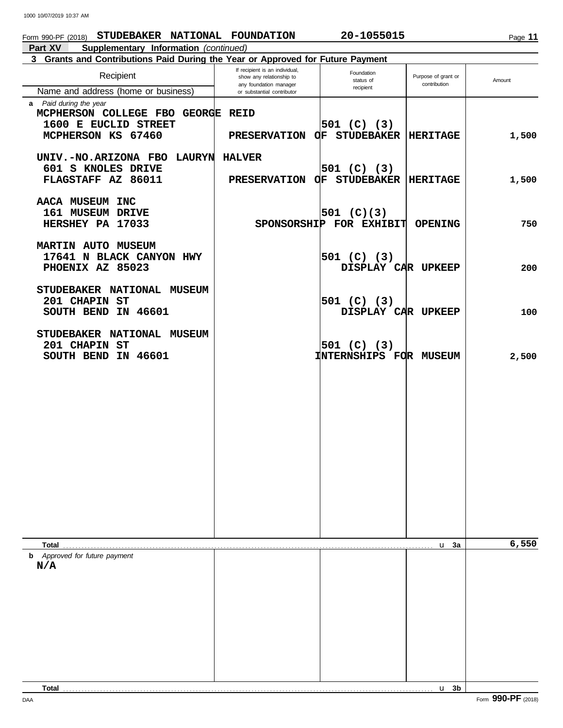Form 990-PF (2018) **STUDEBAKER NATIONAL FOUNDATION** **20-1055015**

**Part XV** **Supplementary Information** *(continued)*

**3 Grants and Contributions Paid During the Year or Approved for Future Payment**

| Recipient<br>Name and address (home or business) | If recipient is an individual, show any relationship to any foundation manager or substantial contributor | Foundation status of recipient | Purpose of grant or contribution | Amount |
|---|---|---|---|---|
| ***a*** *Paid during the year* | | | | |
| MCPHERSON COLLEGE FBO GEORGE REID<br>1600 E EUCLID STREET<br>MCPHERSON KS 67460 | | 501 (C) (3) | PRESERVATION OF STUDEBAKER HERITAGE | 1,500 |
| UNIV.-NO.ARIZONA FBO LAURYN HALVER<br>601 S KNOLES DRIVE<br>FLAGSTAFF AZ 86011 | | 501 (C) (3) | PRESERVATION OF STUDEBAKER HERITAGE | 1,500 |
| AACA MUSEUM INC<br>161 MUSEUM DRIVE<br>HERSHEY PA 17033 | | 501 (C)(3) | SPONSORSHIP FOR EXHIBIT OPENING | 750 |
| MARTIN AUTO MUSEUM<br>17641 N BLACK CANYON HWY<br>PHOENIX AZ 85023 | | 501 (C) (3) | DISPLAY CAR UPKEEP | 200 |
| STUDEBAKER NATIONAL MUSEUM<br>201 CHAPIN ST<br>SOUTH BEND IN 46601 | | 501 (C) (3) | DISPLAY CAR UPKEEP | 100 |
| STUDEBAKER NATIONAL MUSEUM<br>201 CHAPIN ST<br>SOUTH BEND IN 46601 | | 501 (C) (3) | INTERNSHIPS FOR MUSEUM | 2,500 |
| **Total** | | | u **3a** | 6,550 |
| ***b*** *Approved for future payment* | | | | |
| N/A | | | | |
| **Total** | | | u **3b** | |

DAA Form **990-PF** (2018)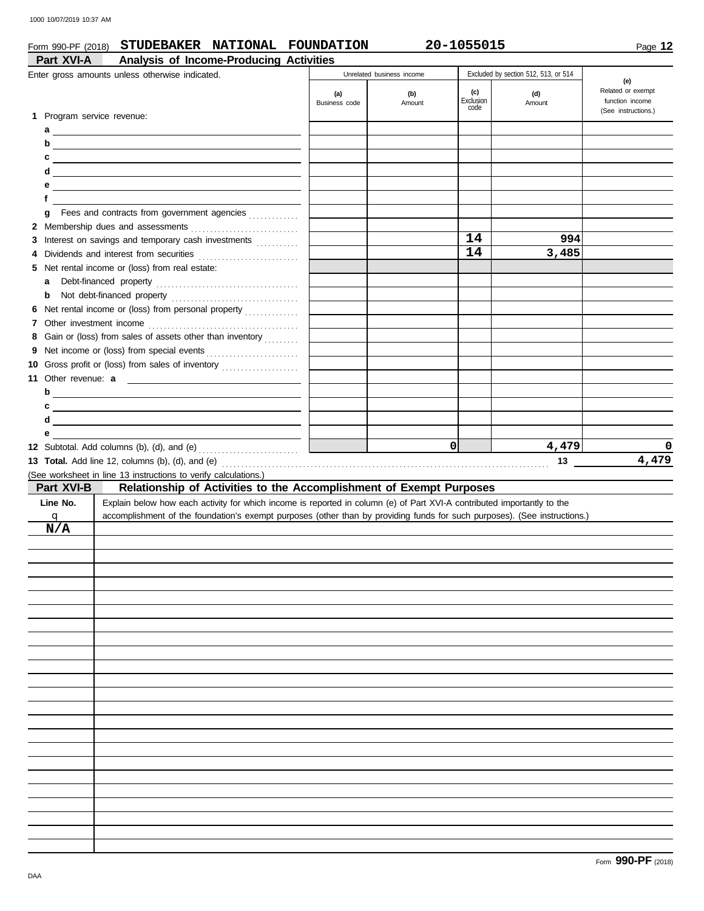Form 990-PF (2018) **STUDEBAKER NATIONAL FOUNDATION** **20-1055015**

## Part XVI-A Analysis of Income-Producing Activities

| Enter gross amounts unless otherwise indicated. | Unrelated business income | | Excluded by section 512, 513, or 514 | | (e) Related or exempt function income (See instructions.) |
|---|---|---|---|---|---|
| | (a) Business code | (b) Amount | (c) Exclusion code | (d) Amount | |
| **1** Program service revenue: | | | | | |
| a | | | | | |
| b | | | | | |
| c | | | | | |
| d | | | | | |
| e | | | | | |
| f | | | | | |
| g Fees and contracts from government agencies | | | | | |
| **2** Membership dues and assessments | | | | | |
| **3** Interest on savings and temporary cash investments | | | 14 | 994 | |
| **4** Dividends and interest from securities | | | 14 | 3,485 | |
| **5** Net rental income or (loss) from real estate: | | | | | |
| a Debt-financed property | | | | | |
| b Not debt-financed property | | | | | |
| **6** Net rental income or (loss) from personal property | | | | | |
| **7** Other investment income | | | | | |
| **8** Gain or (loss) from sales of assets other than inventory | | | | | |
| **9** Net income or (loss) from special events | | | | | |
| **10** Gross profit or (loss) from sales of inventory | | | | | |
| **11** Other revenue: a | | | | | |
| b | | | | | |
| c | | | | | |
| d | | | | | |
| e | | | | | |
| **12** Subtotal. Add columns (b), (d), and (e) | | 0 | | 4,479 | 0 |

**13 Total.** Add line 12, columns (b), (d), and (e) ............ **13** **4,479**

(See worksheet in line 13 instructions to verify calculations.)

## Part XVI-B Relationship of Activities to the Accomplishment of Exempt Purposes

| Line No. ▼ | Explain below how each activity for which income is reported in column (e) of Part XVI-A contributed importantly to the accomplishment of the foundation's exempt purposes (other than by providing funds for such purposes). (See instructions.) |
|---|---|
| N/A | |

Form **990-PF** (2018)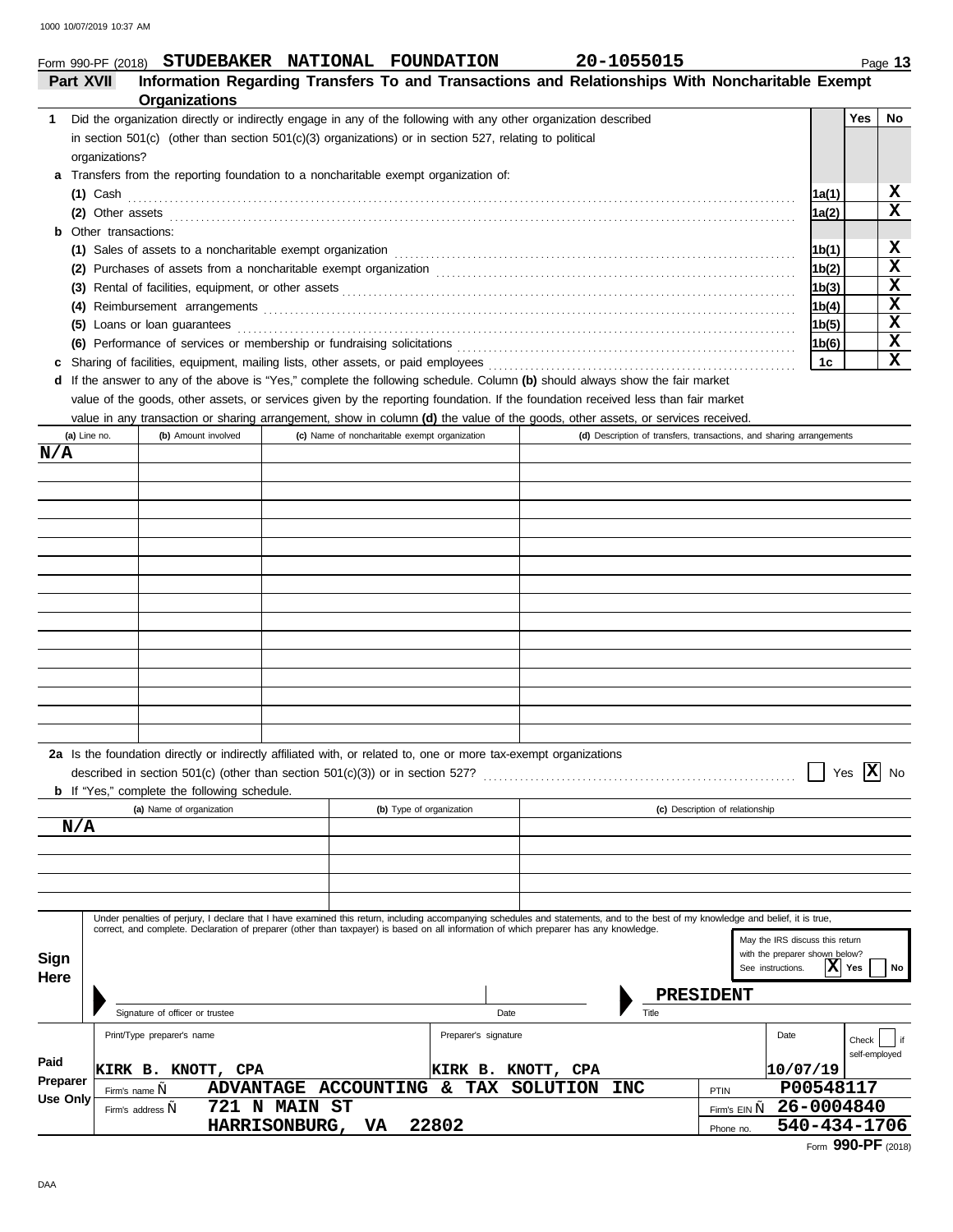Form 990-PF (2018) **STUDEBAKER NATIONAL FOUNDATION** **20-1055015** Page **13**

## Part XVII Information Regarding Transfers To and Transactions and Relationships With Noncharitable Exempt Organizations

| | | | Yes | No |
|---|---|---|---|---|
| **1** | Did the organization directly or indirectly engage in any of the following with any other organization described in section 501(c) (other than section 501(c)(3) organizations) or in section 527, relating to political organizations? | | | |
| **a** | Transfers from the reporting foundation to a noncharitable exempt organization of: | | | |
| | **(1)** Cash | 1a(1) | | X |
| | **(2)** Other assets | 1a(2) | | X |
| **b** | Other transactions: | | | |
| | **(1)** Sales of assets to a noncharitable exempt organization | 1b(1) | | X |
| | **(2)** Purchases of assets from a noncharitable exempt organization | 1b(2) | | X |
| | **(3)** Rental of facilities, equipment, or other assets | 1b(3) | | X |
| | **(4)** Reimbursement arrangements | 1b(4) | | X |
| | **(5)** Loans or loan guarantees | 1b(5) | | X |
| | **(6)** Performance of services or membership or fundraising solicitations | 1b(6) | | X |
| **c** | Sharing of facilities, equipment, mailing lists, other assets, or paid employees | 1c | | X |

**d** If the answer to any of the above is "Yes," complete the following schedule. Column **(b)** should always show the fair market value of the goods, other assets, or services given by the reporting foundation. If the foundation received less than fair market value in any transaction or sharing arrangement, show in column **(d)** the value of the goods, other assets, or services received.

| (a) Line no. | (b) Amount involved | (c) Name of noncharitable exempt organization | (d) Description of transfers, transactions, and sharing arrangements |
|---|---|---|---|
| N/A | | | |

**2a** Is the foundation directly or indirectly affiliated with, or related to, one or more tax-exempt organizations described in section 501(c) (other than section 501(c)(3)) or in section 527? ☐ Yes ☒ No

**b** If "Yes," complete the following schedule.

| (a) Name of organization | (b) Type of organization | (c) Description of relationship |
|---|---|---|
| N/A | | |

**Sign Here**

Under penalties of perjury, I declare that I have examined this return, including accompanying schedules and statements, and to the best of my knowledge and belief, it is true, correct, and complete. Declaration of preparer (other than taxpayer) is based on all information of which preparer has any knowledge.

Signature of officer or trustee | Date | Title: **PRESIDENT**

May the IRS discuss this return with the preparer shown below? See instructions. ☒ Yes ☐ No

**Paid Preparer Use Only**

| Print/Type preparer's name | Preparer's signature | Date | Check ☐ if self-employed | PTIN |
|---|---|---|---|---|
| KIRK B. KNOTT, CPA | KIRK B. KNOTT, CPA | 10/07/19 | | P00548117 |

Firm's name: ADVANTAGE ACCOUNTING & TAX SOLUTION INC — Firm's EIN: 26-0004840

Firm's address: 721 N MAIN ST, HARRISONBURG, VA 22802 — Phone no.: 540-434-1706

Form **990-PF** (2018)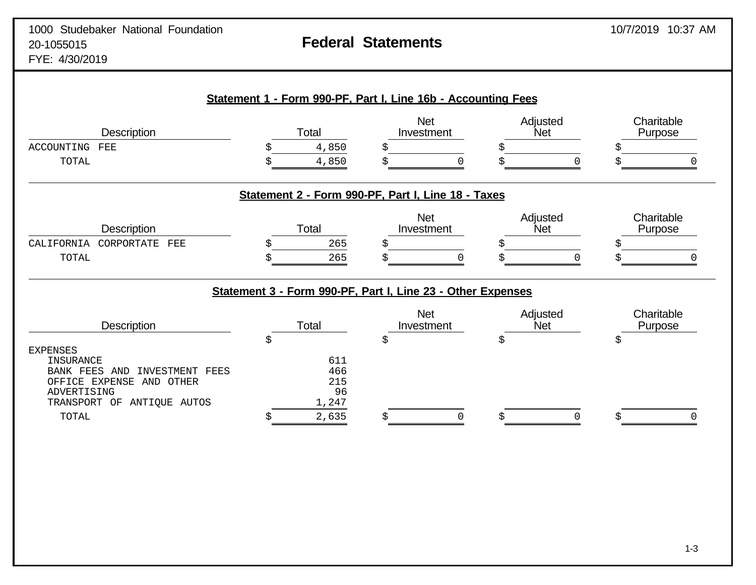1000 Studebaker National Foundation
20-1055015
FYE: 4/30/2019

# Federal Statements

10/7/2019 10:37 AM

## Statement 1 - Form 990-PF, Part I, Line 16b - Accounting Fees

| Description | Total | Net Investment | Adjusted Net | Charitable Purpose |
|---|---|---|---|---|
| ACCOUNTING FEE | $ 4,850 | $ | $ | $ |
| TOTAL | $ 4,850 | $ 0 | $ 0 | $ 0 |

## Statement 2 - Form 990-PF, Part I, Line 18 - Taxes

| Description | Total | Net Investment | Adjusted Net | Charitable Purpose |
|---|---|---|---|---|
| CALIFORNIA CORPORTATE FEE | $ 265 | $ | $ | $ |
| TOTAL | $ 265 | $ 0 | $ 0 | $ 0 |

## Statement 3 - Form 990-PF, Part I, Line 23 - Other Expenses

| Description | Total | Net Investment | Adjusted Net | Charitable Purpose |
|---|---|---|---|---|
| | $ | $ | $ | $ |
| EXPENSES | | | | |
| INSURANCE | 611 | | | |
| BANK FEES AND INVESTMENT FEES | 466 | | | |
| OFFICE EXPENSE AND OTHER | 215 | | | |
| ADVERTISING | 96 | | | |
| TRANSPORT OF ANTIQUE AUTOS | 1,247 | | | |
| TOTAL | $ 2,635 | $ 0 | $ 0 | $ 0 |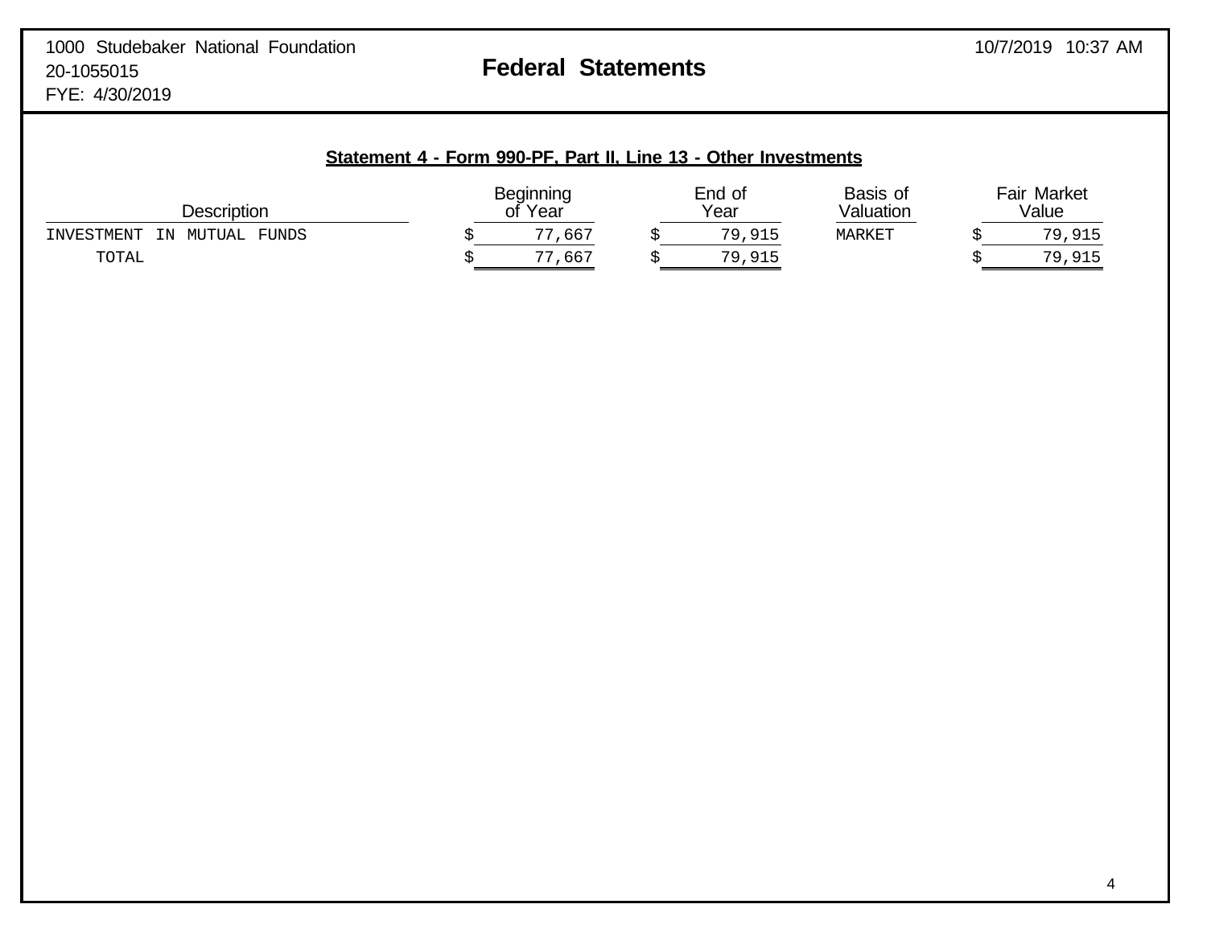1000 Studebaker National Foundation
20-1055015
FYE: 4/30/2019

# Federal Statements

10/7/2019 10:37 AM

## Statement 4 - Form 990-PF, Part II, Line 13 - Other Investments

| Description | Beginning of Year | End of Year | Basis of Valuation | Fair Market Value |
|---|---|---|---|---|
| INVESTMENT IN MUTUAL FUNDS | $ 77,667 | $ 79,915 | MARKET | $ 79,915 |
| TOTAL | $ 77,667 | $ 79,915 | | $ 79,915 |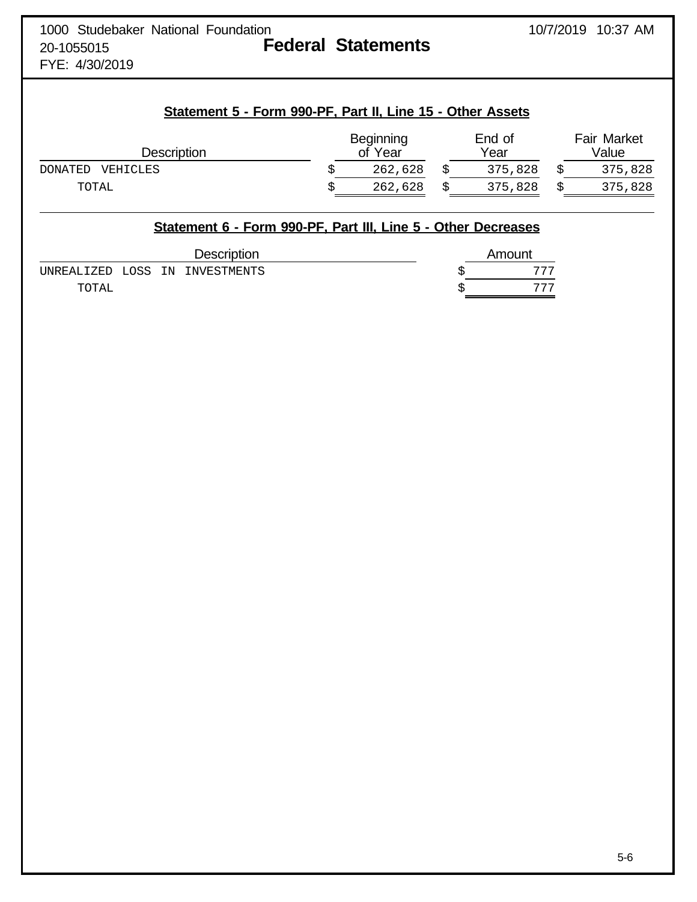1000 Studebaker National Foundation
20-1055015
FYE: 4/30/2019

# Federal Statements

10/7/2019 10:37 AM

## Statement 5 - Form 990-PF, Part II, Line 15 - Other Assets

| Description | Beginning of Year | End of Year | Fair Market Value |
|---|---|---|---|
| DONATED VEHICLES | $ 262,628 | $ 375,828 | $ 375,828 |
| TOTAL | $ 262,628 | $ 375,828 | $ 375,828 |

## Statement 6 - Form 990-PF, Part III, Line 5 - Other Decreases

| Description | Amount |
|---|---|
| UNREALIZED LOSS IN INVESTMENTS | $ 777 |
| TOTAL | $ 777 |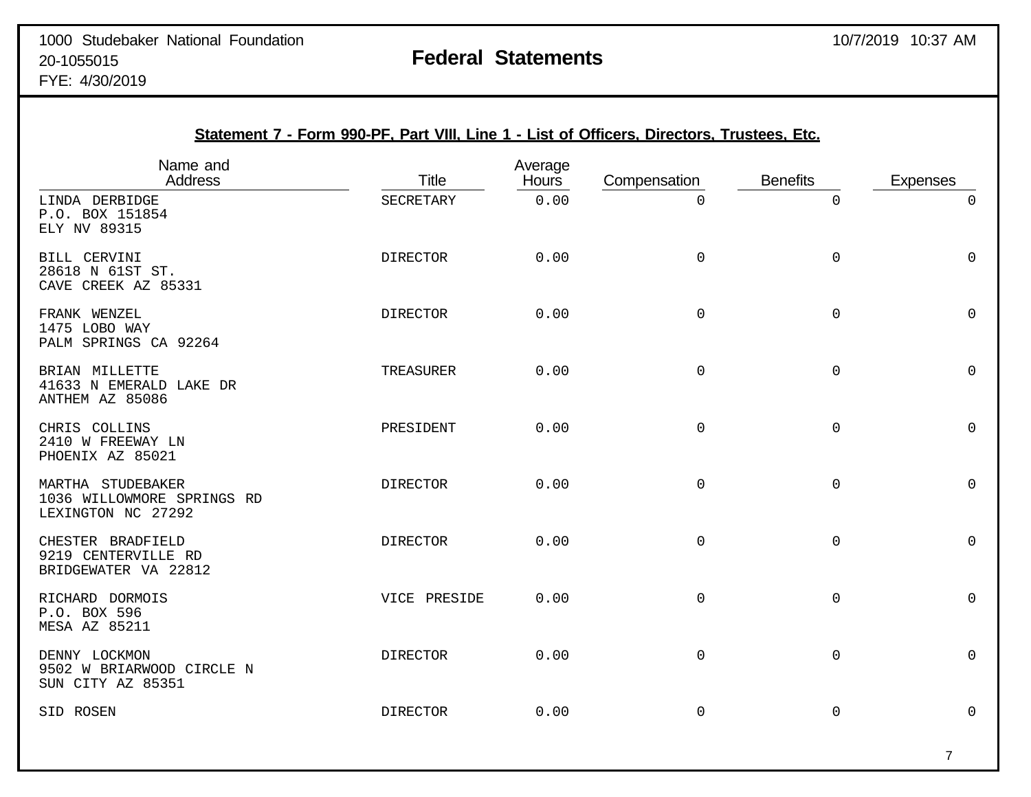1000 Studebaker National Foundation
20-1055015
FYE: 4/30/2019

# Federal Statements

10/7/2019 10:37 AM

## Statement 7 - Form 990-PF, Part VIII, Line 1 - List of Officers, Directors, Trustees, Etc.

| Name and Address | Title | Average Hours | Compensation | Benefits | Expenses |
|---|---|---|---|---|---|
| LINDA DERBIDGE<br>P.O. BOX 151854<br>ELY NV 89315 | SECRETARY | 0.00 | 0 | 0 | 0 |
| BILL CERVINI<br>28618 N 61ST ST.<br>CAVE CREEK AZ 85331 | DIRECTOR | 0.00 | 0 | 0 | 0 |
| FRANK WENZEL<br>1475 LOBO WAY<br>PALM SPRINGS CA 92264 | DIRECTOR | 0.00 | 0 | 0 | 0 |
| BRIAN MILLETTE<br>41633 N EMERALD LAKE DR<br>ANTHEM AZ 85086 | TREASURER | 0.00 | 0 | 0 | 0 |
| CHRIS COLLINS<br>2410 W FREEWAY LN<br>PHOENIX AZ 85021 | PRESIDENT | 0.00 | 0 | 0 | 0 |
| MARTHA STUDEBAKER<br>1036 WILLOWMORE SPRINGS RD<br>LEXINGTON NC 27292 | DIRECTOR | 0.00 | 0 | 0 | 0 |
| CHESTER BRADFIELD<br>9219 CENTERVILLE RD<br>BRIDGEWATER VA 22812 | DIRECTOR | 0.00 | 0 | 0 | 0 |
| RICHARD DORMOIS<br>P.O. BOX 596<br>MESA AZ 85211 | VICE PRESIDE | 0.00 | 0 | 0 | 0 |
| DENNY LOCKMON<br>9502 W BRIARWOOD CIRCLE N<br>SUN CITY AZ 85351 | DIRECTOR | 0.00 | 0 | 0 | 0 |
| SID ROSEN | DIRECTOR | 0.00 | 0 | 0 | 0 |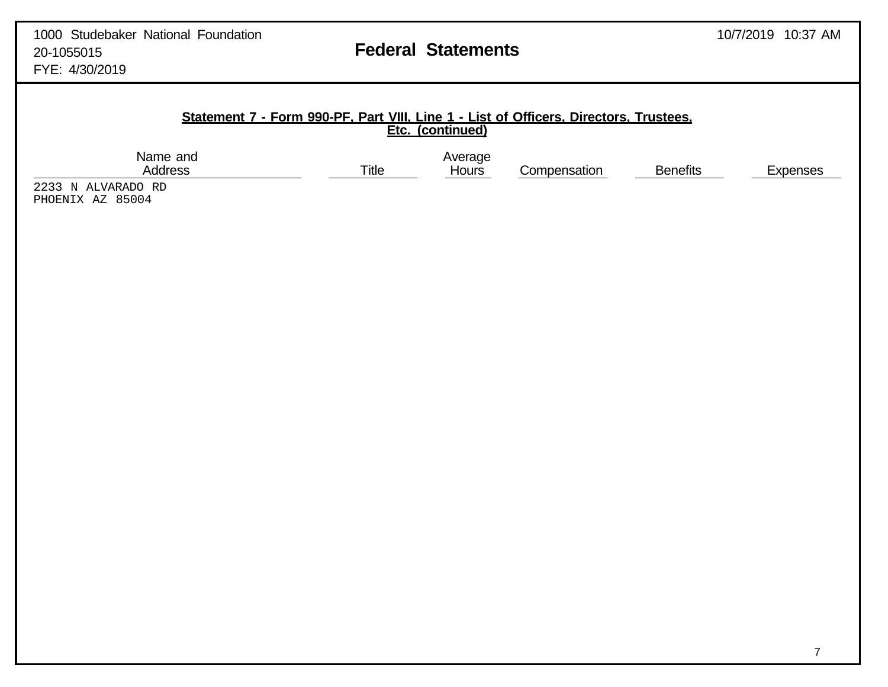## Statement 7 - Form 990-PF, Part VIII, Line 1 - List of Officers, Directors, Trustees, Etc. (continued)

| Name and Address | Title | Average Hours | Compensation | Benefits | Expenses |
|---|---|---|---|---|---|
| 2233 N ALVARADO RD<br>PHOENIX AZ 85004 | | | | | |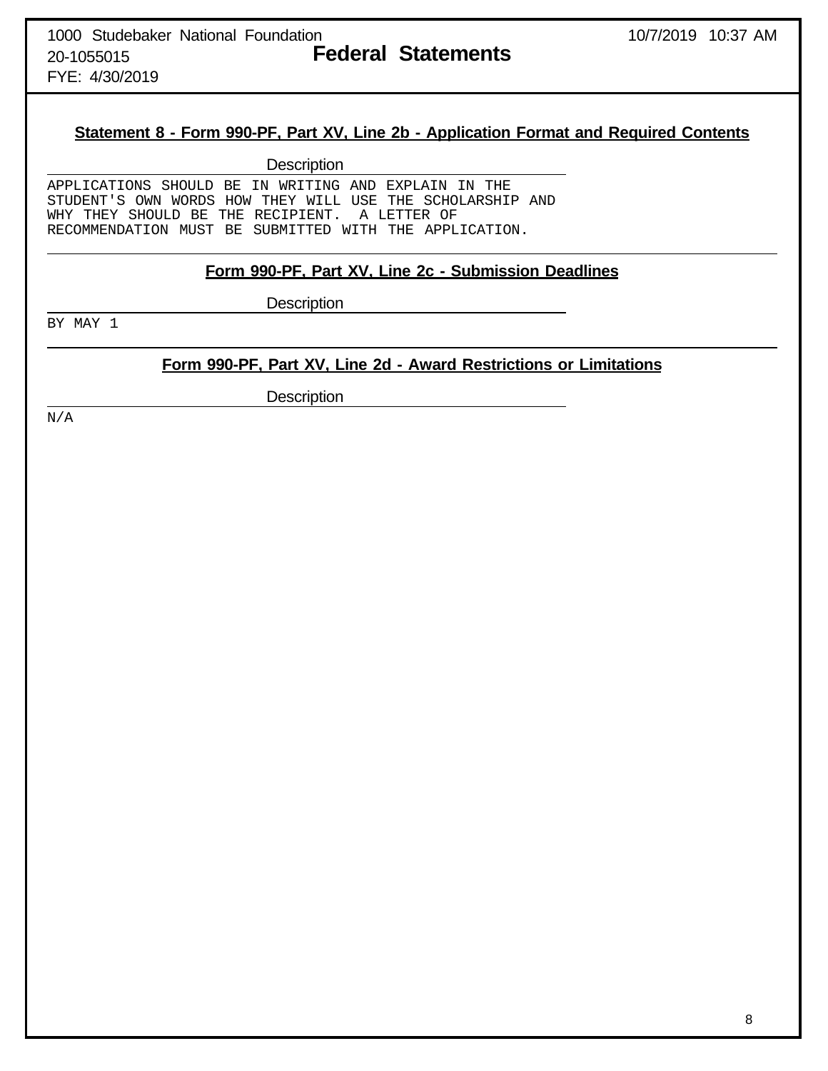## Statement 8 - Form 990-PF, Part XV, Line 2b - Application Format and Required Contents

| Description |
|---|
| APPLICATIONS SHOULD BE IN WRITING AND EXPLAIN IN THE STUDENT'S OWN WORDS HOW THEY WILL USE THE SCHOLARSHIP AND WHY THEY SHOULD BE THE RECIPIENT. A LETTER OF RECOMMENDATION MUST BE SUBMITTED WITH THE APPLICATION. |

## Form 990-PF, Part XV, Line 2c - Submission Deadlines

| Description |
|---|
| BY MAY 1 |

## Form 990-PF, Part XV, Line 2d - Award Restrictions or Limitations

| Description |
|---|
| N/A |